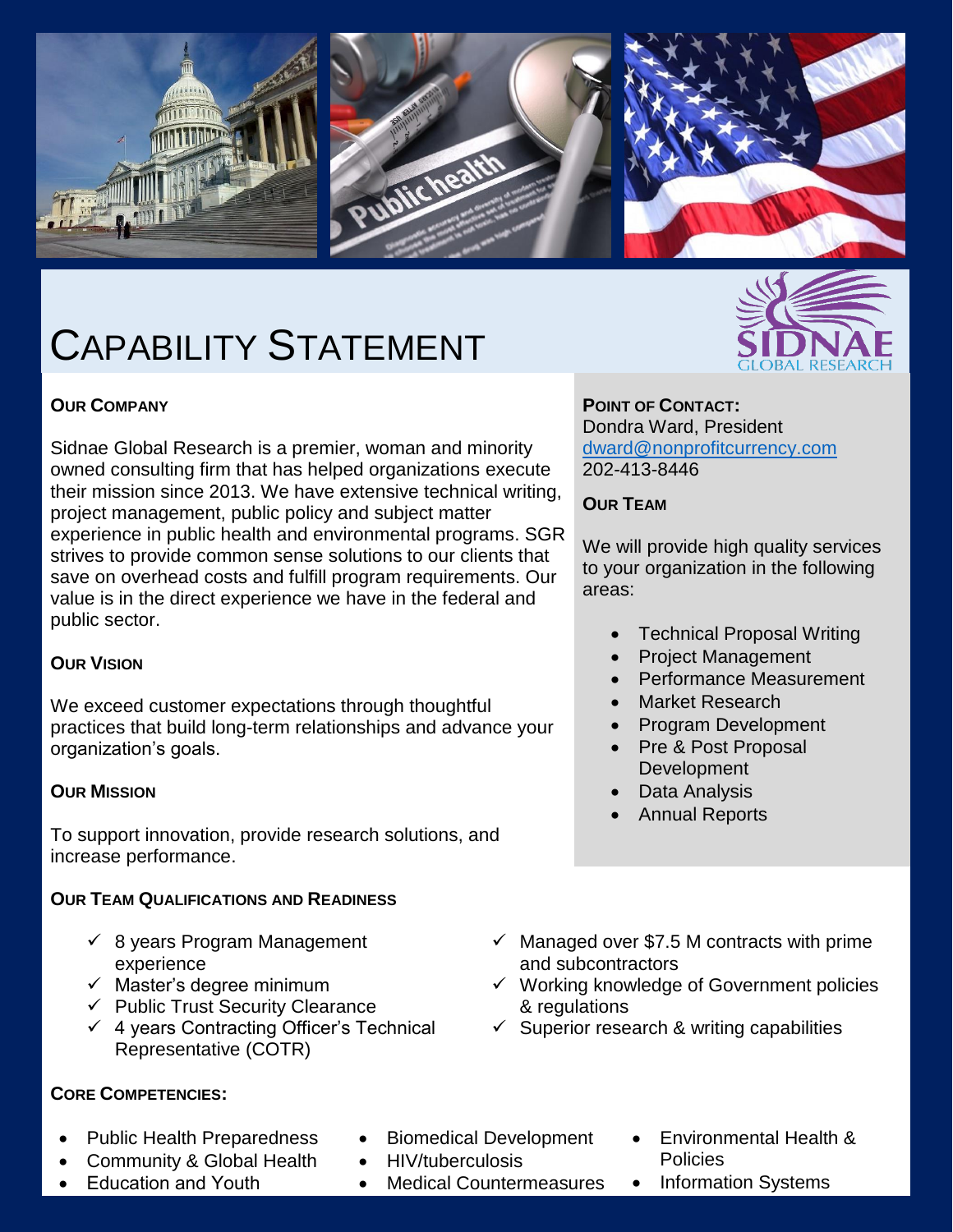# Capability Statement

## Our Company

Sidnae Global Research is a premier, woman and minority owned consulting firm that has helped organizations execute their mission since 2013. We have extensive technical writing, project management, public policy and subject matter experience in public health and environmental programs. SGR strives to provide common sense solutions to our clients that save on overhead costs and fulfill program requirements. Our value is in the direct experience we have in the federal and public sector.

## Our Vision

We exceed customer expectations through thoughtful practices that build long-term relationships and advance your organization's goals.

## Our Mission

To support innovation, provide research solutions, and increase performance.

## Point of Contact:

Dondra Ward, President
dward@nonprofitcurrency.com
202-413-8446

## Our Team

We will provide high quality services to your organization in the following areas:

- Technical Proposal Writing
- Project Management
- Performance Measurement
- Market Research
- Program Development
- Pre & Post Proposal Development
- Data Analysis
- Annual Reports

## Our Team Qualifications and Readiness

- ✓ 8 years Program Management experience
- ✓ Master's degree minimum
- ✓ Public Trust Security Clearance
- ✓ 4 years Contracting Officer's Technical Representative (COTR)
- ✓ Managed over $7.5 M contracts with prime and subcontractors
- ✓ Working knowledge of Government policies & regulations
- ✓ Superior research & writing capabilities

## Core Competencies:

- Public Health Preparedness
- Community & Global Health
- Education and Youth
- Biomedical Development
- HIV/tuberculosis
- Medical Countermeasures
- Environmental Health & Policies
- Information Systems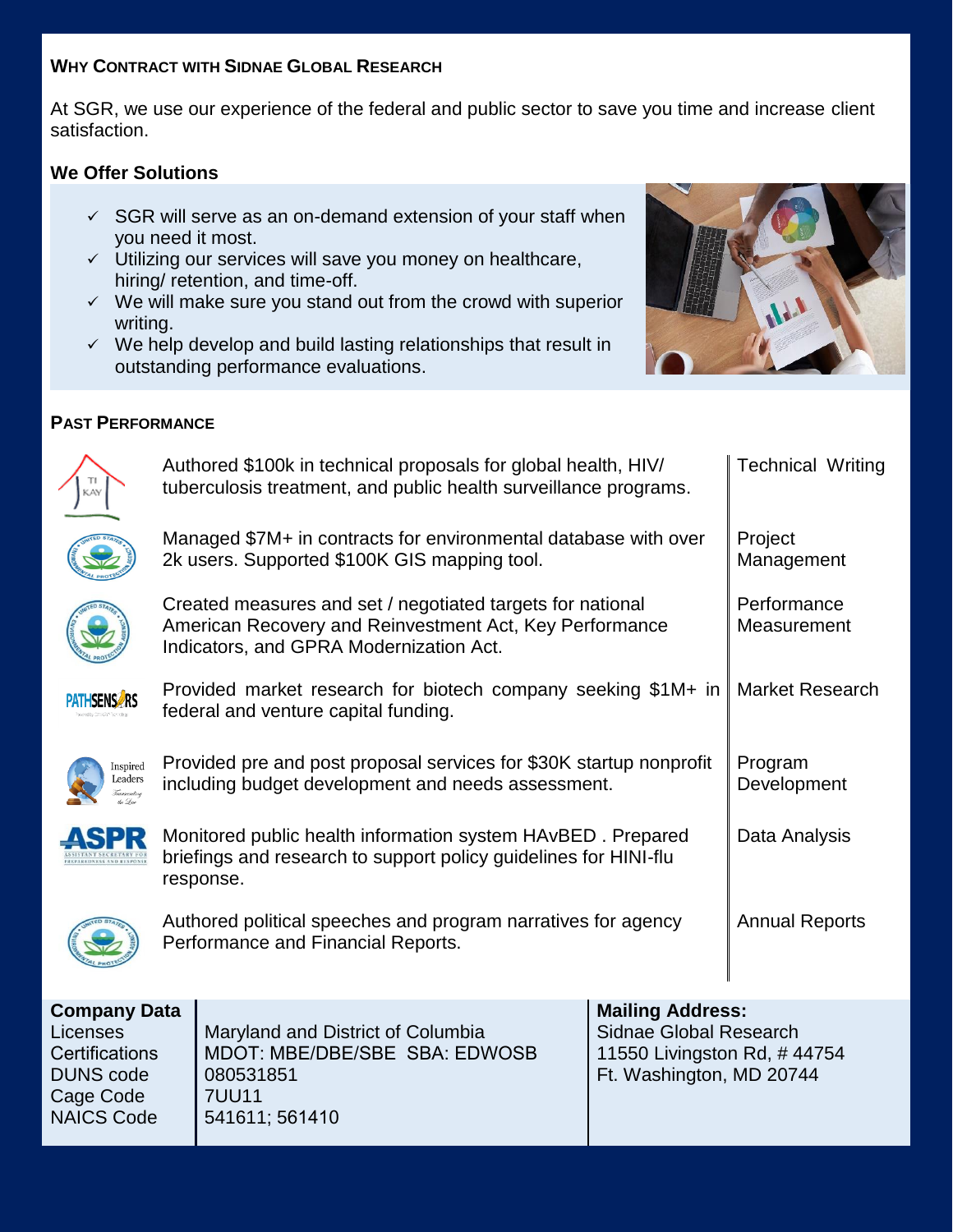## Why Contract with Sidnae Global Research

At SGR, we use our experience of the federal and public sector to save you time and increase client satisfaction.

### We Offer Solutions

- ✓ SGR will serve as an on-demand extension of your staff when you need it most.
- ✓ Utilizing our services will save you money on healthcare, hiring/ retention, and time-off.
- ✓ We will make sure you stand out from the crowd with superior writing.
- ✓ We help develop and build lasting relationships that result in outstanding performance evaluations.

## Past Performance

| | |
|---|---|
| Authored $100k in technical proposals for global health, HIV/ tuberculosis treatment, and public health surveillance programs. | Technical Writing |
| Managed $7M+ in contracts for environmental database with over 2k users. Supported $100K GIS mapping tool. | Project Management |
| Created measures and set / negotiated targets for national American Recovery and Reinvestment Act, Key Performance Indicators, and GPRA Modernization Act. | Performance Measurement |
| Provided market research for biotech company seeking $1M+ in federal and venture capital funding. | Market Research |
| Provided pre and post proposal services for $30K startup nonprofit including budget development and needs assessment. | Program Development |
| Monitored public health information system HAvBED . Prepared briefings and research to support policy guidelines for HINI-flu response. | Data Analysis |
| Authored political speeches and program narratives for agency Performance and Financial Reports. | Annual Reports |

**Company Data**

| | |
|---|---|
| Licenses | Maryland and District of Columbia |
| Certifications | MDOT: MBE/DBE/SBE SBA: EDWOSB |
| DUNS code | 080531851 |
| Cage Code | 7UU11 |
| NAICS Code | 541611; 561410 |

**Mailing Address:**
Sidnae Global Research
11550 Livingston Rd, # 44754
Ft. Washington, MD 20744